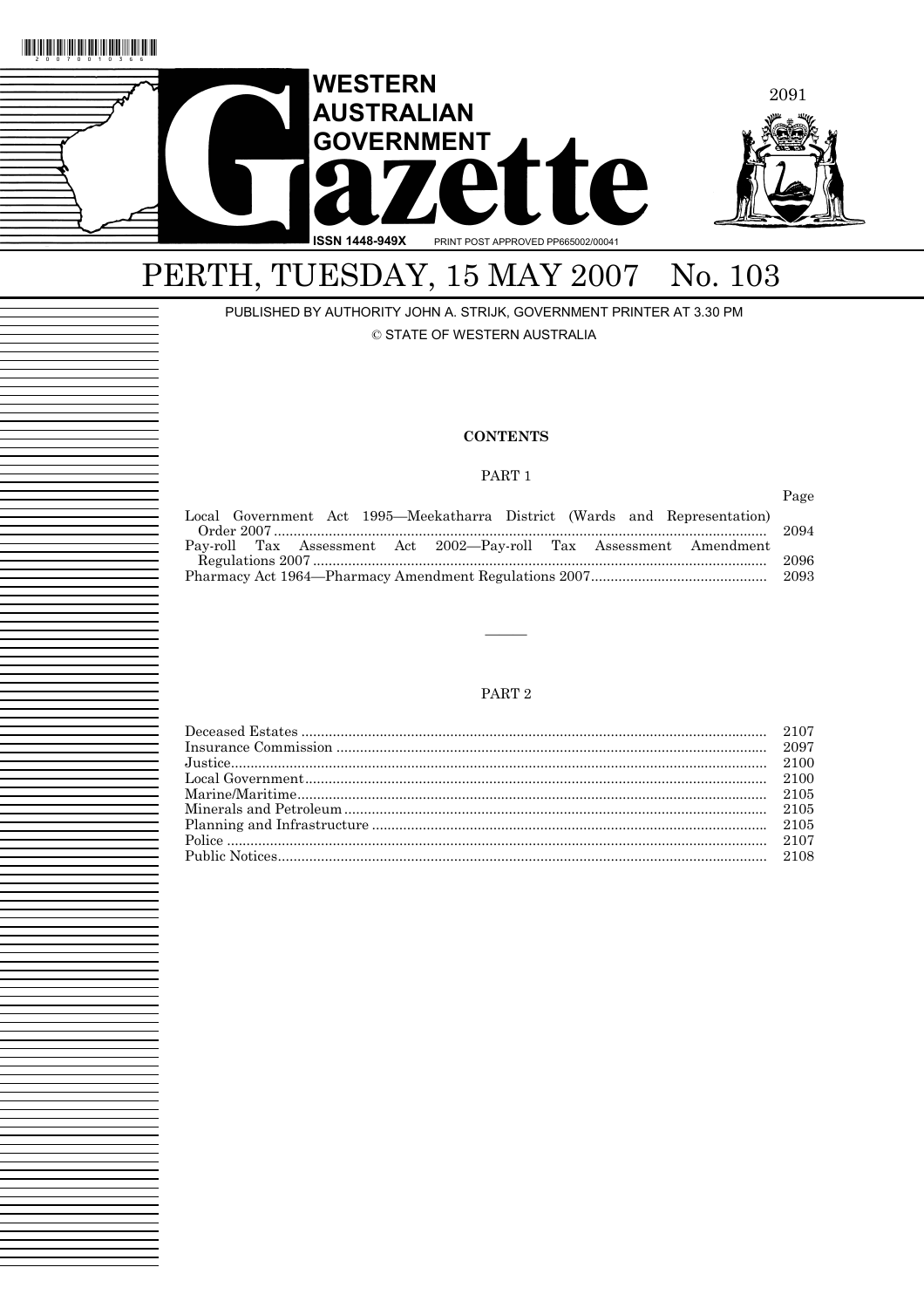# WESTERN AUSTRALIAN GOVERNMENT Gazette

ISSN 1448-949X PRINT POST APPROVED PP665002/00041

## PERTH, TUESDAY, 15 MAY 2007 No. 103

PUBLISHED BY AUTHORITY JOHN A. STRIJK, GOVERNMENT PRINTER AT 3.30 PM

© STATE OF WESTERN AUSTRALIA

### CONTENTS

#### PART 1

| | Page |
|---|---|
| Local Government Act 1995—Meekatharra District (Wards and Representation) Order 2007 | 2094 |
| Pay-roll Tax Assessment Act 2002—Pay-roll Tax Assessment Amendment Regulations 2007 | 2096 |
| Pharmacy Act 1964—Pharmacy Amendment Regulations 2007 | 2093 |

———

#### PART 2

| | |
|---|---|
| Deceased Estates | 2107 |
| Insurance Commission | 2097 |
| Justice | 2100 |
| Local Government | 2100 |
| Marine/Maritime | 2105 |
| Minerals and Petroleum | 2105 |
| Planning and Infrastructure | 2105 |
| Police | 2107 |
| Public Notices | 2108 |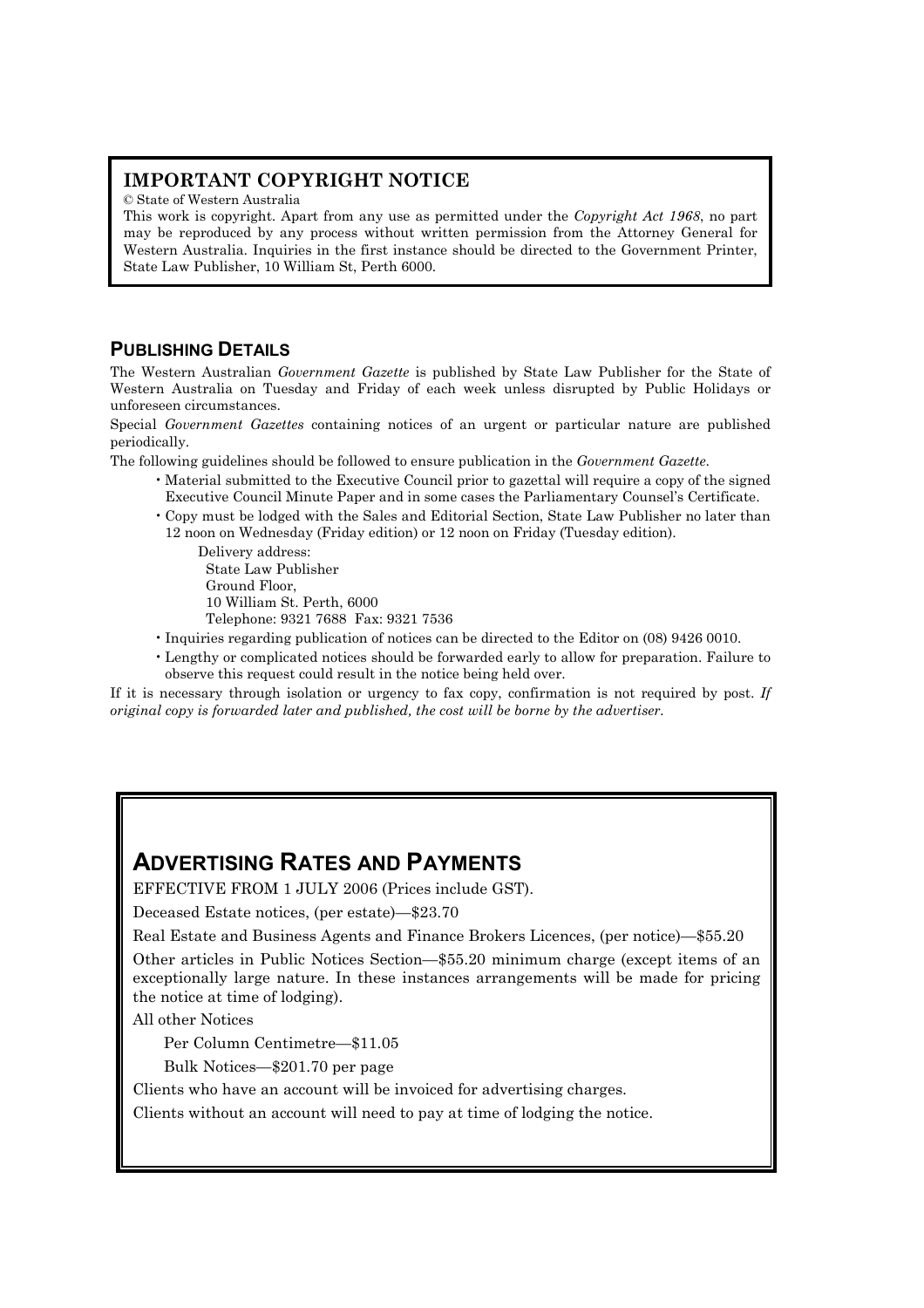## IMPORTANT COPYRIGHT NOTICE

© State of Western Australia

This work is copyright. Apart from any use as permitted under the *Copyright Act 1968*, no part may be reproduced by any process without written permission from the Attorney General for Western Australia. Inquiries in the first instance should be directed to the Government Printer, State Law Publisher, 10 William St, Perth 6000.

## PUBLISHING DETAILS

The Western Australian *Government Gazette* is published by State Law Publisher for the State of Western Australia on Tuesday and Friday of each week unless disrupted by Public Holidays or unforeseen circumstances.

Special *Government Gazettes* containing notices of an urgent or particular nature are published periodically.

The following guidelines should be followed to ensure publication in the *Government Gazette*.

- Material submitted to the Executive Council prior to gazettal will require a copy of the signed Executive Council Minute Paper and in some cases the Parliamentary Counsel's Certificate.
- Copy must be lodged with the Sales and Editorial Section, State Law Publisher no later than 12 noon on Wednesday (Friday edition) or 12 noon on Friday (Tuesday edition).

  Delivery address:
  State Law Publisher
  Ground Floor,
  10 William St. Perth, 6000
  Telephone: 9321 7688 Fax: 9321 7536
- Inquiries regarding publication of notices can be directed to the Editor on (08) 9426 0010.
- Lengthy or complicated notices should be forwarded early to allow for preparation. Failure to observe this request could result in the notice being held over.

If it is necessary through isolation or urgency to fax copy, confirmation is not required by post. *If original copy is forwarded later and published, the cost will be borne by the advertiser.*

## ADVERTISING RATES AND PAYMENTS

EFFECTIVE FROM 1 JULY 2006 (Prices include GST).

Deceased Estate notices, (per estate)—$23.70

Real Estate and Business Agents and Finance Brokers Licences, (per notice)—$55.20

Other articles in Public Notices Section—$55.20 minimum charge (except items of an exceptionally large nature. In these instances arrangements will be made for pricing the notice at time of lodging).

All other Notices

Per Column Centimetre—$11.05

Bulk Notices—$201.70 per page

Clients who have an account will be invoiced for advertising charges.

Clients without an account will need to pay at time of lodging the notice.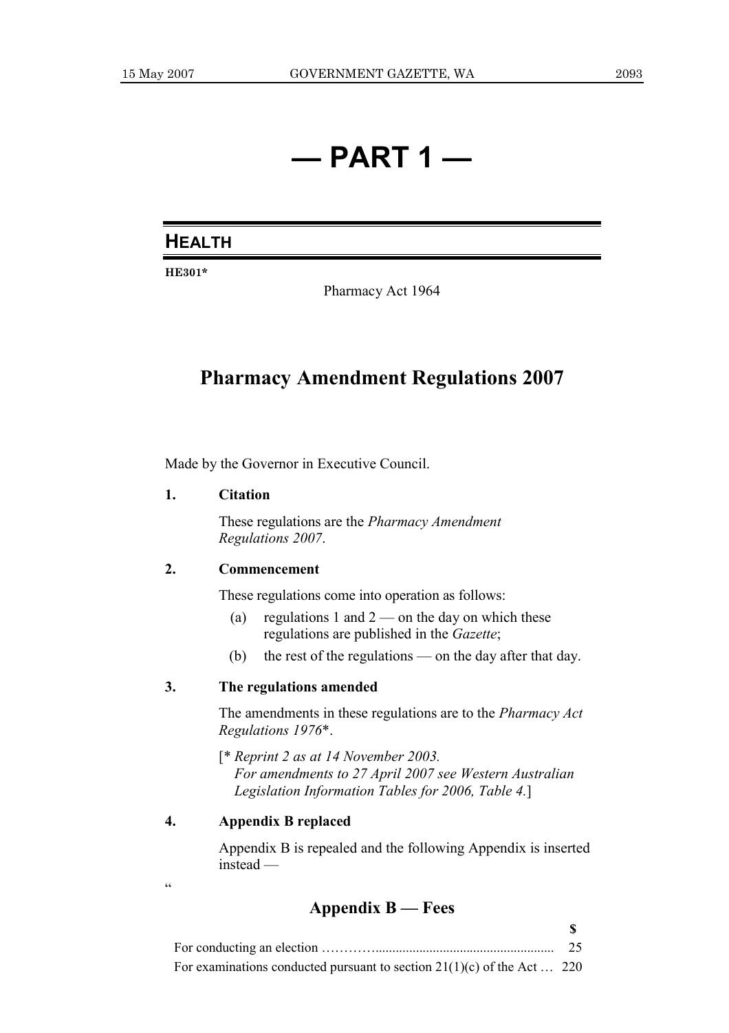# — PART 1 —

## HEALTH

**HE301***

Pharmacy Act 1964

# Pharmacy Amendment Regulations 2007

Made by the Governor in Executive Council.

**1. Citation**

These regulations are the *Pharmacy Amendment Regulations 2007*.

**2. Commencement**

These regulations come into operation as follows:

(a) regulations 1 and 2 — on the day on which these regulations are published in the *Gazette*;

(b) the rest of the regulations — on the day after that day.

**3. The regulations amended**

The amendments in these regulations are to the *Pharmacy Act Regulations 1976*\*.

[\* *Reprint 2 as at 14 November 2003.*
*For amendments to 27 April 2007 see Western Australian Legislation Information Tables for 2006, Table 4.*]

**4. Appendix B replaced**

Appendix B is repealed and the following Appendix is inserted instead —

"

## Appendix B — Fees

| | $ |
|---|---|
| For conducting an election ………........................................................ | 25 |
| For examinations conducted pursuant to section 21(1)(c) of the Act … | 220 |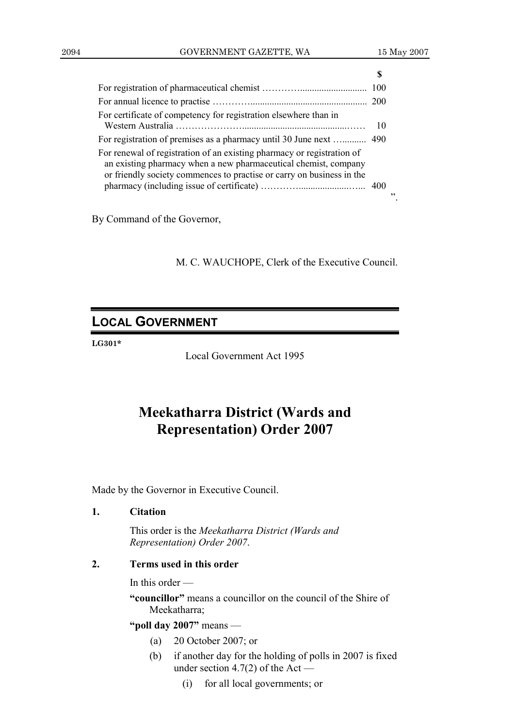| | $ |
|---|---|
| For registration of pharmaceutical chemist ……………........................... | 100 |
| For annual licence to practise ……………............................................... | 200 |
| For certificate of competency for registration elsewhere than in Western Australia ………………….................................................…… | 10 |
| For registration of premises as a pharmacy until 30 June next …........... | 490 |
| For renewal of registration of an existing pharmacy or registration of an existing pharmacy when a new pharmaceutical chemist, company or friendly society commences to practise or carry on business in the pharmacy (including issue of certificate) …………......................….. | 400 |

”.

By Command of the Governor,

M. C. WAUCHOPE, Clerk of the Executive Council.

## LOCAL GOVERNMENT

**LG301***

Local Government Act 1995

# Meekatharra District (Wards and Representation) Order 2007

Made by the Governor in Executive Council.

**1. Citation**

This order is the *Meekatharra District (Wards and Representation) Order 2007*.

**2. Terms used in this order**

In this order —

**“councillor”** means a councillor on the council of the Shire of Meekatharra;

**“poll day 2007”** means —

(a) 20 October 2007; or

(b) if another day for the holding of polls in 2007 is fixed under section 4.7(2) of the Act —

(i) for all local governments; or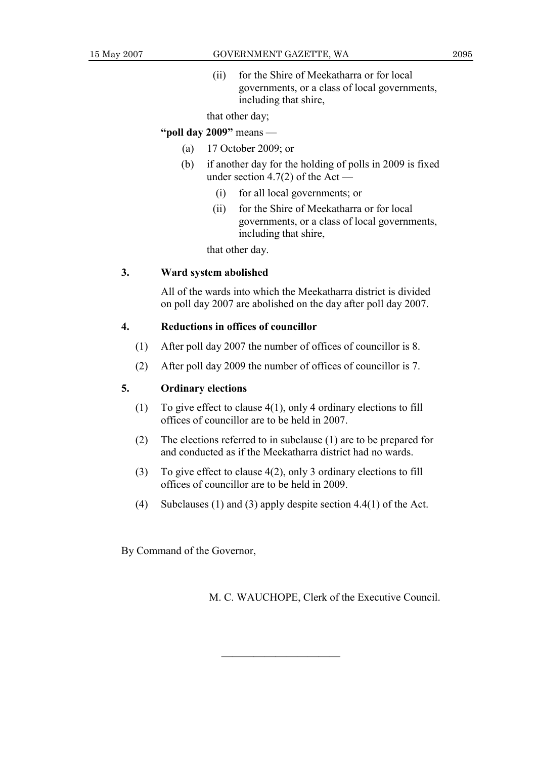(ii) for the Shire of Meekatharra or for local governments, or a class of local governments, including that shire,

that other day;

**"poll day 2009"** means —

(a) 17 October 2009; or

(b) if another day for the holding of polls in 2009 is fixed under section 4.7(2) of the Act —

(i) for all local governments; or

(ii) for the Shire of Meekatharra or for local governments, or a class of local governments, including that shire,

that other day.

**3. Ward system abolished**

All of the wards into which the Meekatharra district is divided on poll day 2007 are abolished on the day after poll day 2007.

**4. Reductions in offices of councillor**

(1) After poll day 2007 the number of offices of councillor is 8.

(2) After poll day 2009 the number of offices of councillor is 7.

**5. Ordinary elections**

(1) To give effect to clause 4(1), only 4 ordinary elections to fill offices of councillor are to be held in 2007.

(2) The elections referred to in subclause (1) are to be prepared for and conducted as if the Meekatharra district had no wards.

(3) To give effect to clause 4(2), only 3 ordinary elections to fill offices of councillor are to be held in 2009.

(4) Subclauses (1) and (3) apply despite section 4.4(1) of the Act.

By Command of the Governor,

M. C. WAUCHOPE, Clerk of the Executive Council.

---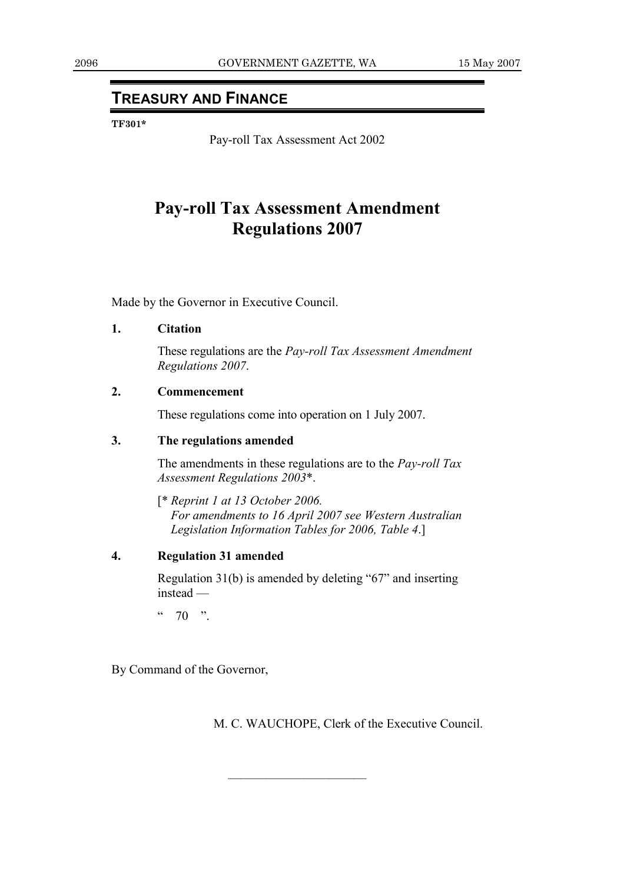## TREASURY AND FINANCE

**TF301***

Pay-roll Tax Assessment Act 2002

# Pay-roll Tax Assessment Amendment Regulations 2007

Made by the Governor in Executive Council.

**1. Citation**

These regulations are the *Pay-roll Tax Assessment Amendment Regulations 2007*.

**2. Commencement**

These regulations come into operation on 1 July 2007.

**3. The regulations amended**

The amendments in these regulations are to the *Pay-roll Tax Assessment Regulations 2003**.

[* *Reprint 1 at 13 October 2006.*
*For amendments to 16 April 2007 see Western Australian Legislation Information Tables for 2006, Table 4*.]

**4. Regulation 31 amended**

Regulation 31(b) is amended by deleting "67" and inserting instead —

" 70 ".

By Command of the Governor,

M. C. WAUCHOPE, Clerk of the Executive Council.

———————————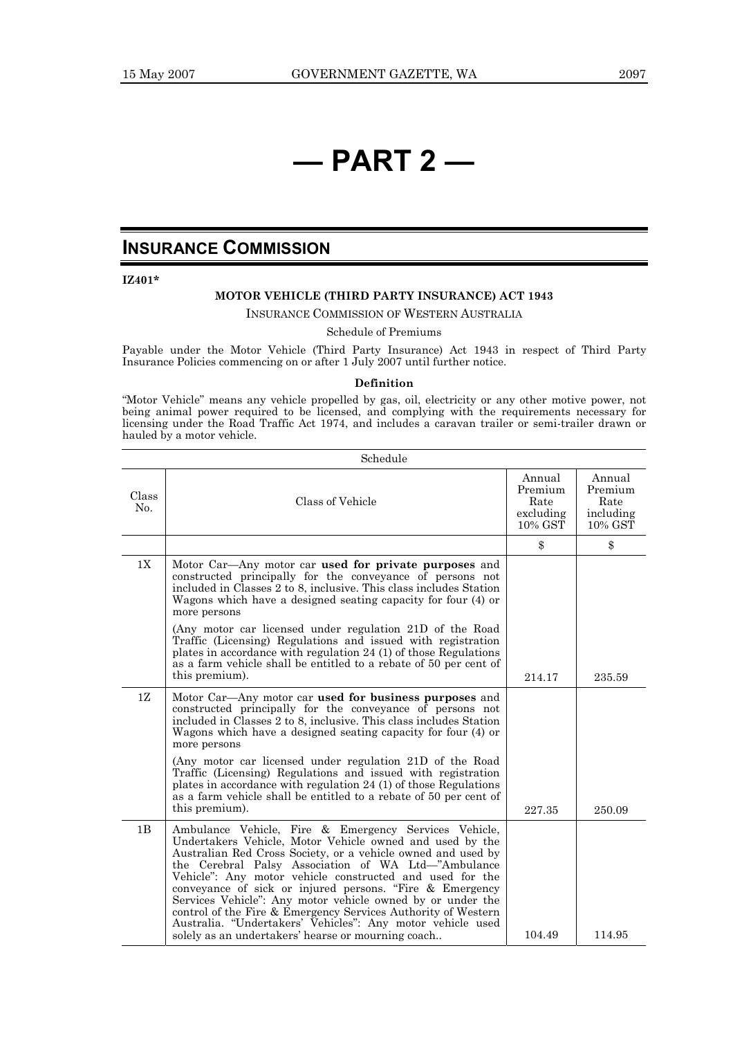# — PART 2 —

## INSURANCE COMMISSION

**IZ401***

**MOTOR VEHICLE (THIRD PARTY INSURANCE) ACT 1943**

INSURANCE COMMISSION OF WESTERN AUSTRALIA

Schedule of Premiums

Payable under the Motor Vehicle (Third Party Insurance) Act 1943 in respect of Third Party Insurance Policies commencing on or after 1 July 2007 until further notice.

**Definition**

"Motor Vehicle" means any vehicle propelled by gas, oil, electricity or any other motive power, not being animal power required to be licensed, and complying with the requirements necessary for licensing under the Road Traffic Act 1974, and includes a caravan trailer or semi-trailer drawn or hauled by a motor vehicle.

Schedule

| Class No. | Class of Vehicle | Annual Premium Rate excluding 10% GST | Annual Premium Rate including 10% GST |
|---|---|---|---|
| | | $ | $ |
| 1X | Motor Car—Any motor car **used for private purposes** and constructed principally for the conveyance of persons not included in Classes 2 to 8, inclusive. This class includes Station Wagons which have a designed seating capacity for four (4) or more persons<br><br>(Any motor car licensed under regulation 21D of the Road Traffic (Licensing) Regulations and issued with registration plates in accordance with regulation 24 (1) of those Regulations as a farm vehicle shall be entitled to a rebate of 50 per cent of this premium). | 214.17 | 235.59 |
| 1Z | Motor Car—Any motor car **used for business purposes** and constructed principally for the conveyance of persons not included in Classes 2 to 8, inclusive. This class includes Station Wagons which have a designed seating capacity for four (4) or more persons<br><br>(Any motor car licensed under regulation 21D of the Road Traffic (Licensing) Regulations and issued with registration plates in accordance with regulation 24 (1) of those Regulations as a farm vehicle shall be entitled to a rebate of 50 per cent of this premium). | 227.35 | 250.09 |
| 1B | Ambulance Vehicle, Fire & Emergency Services Vehicle, Undertakers Vehicle, Motor Vehicle owned and used by the Australian Red Cross Society, or a vehicle owned and used by the Cerebral Palsy Association of WA Ltd—"Ambulance Vehicle": Any motor vehicle constructed and used for the conveyance of sick or injured persons. "Fire & Emergency Services Vehicle": Any motor vehicle owned by or under the control of the Fire & Emergency Services Authority of Western Australia. "Undertakers' Vehicles": Any motor vehicle used solely as an undertakers' hearse or mourning coach.. | 104.49 | 114.95 |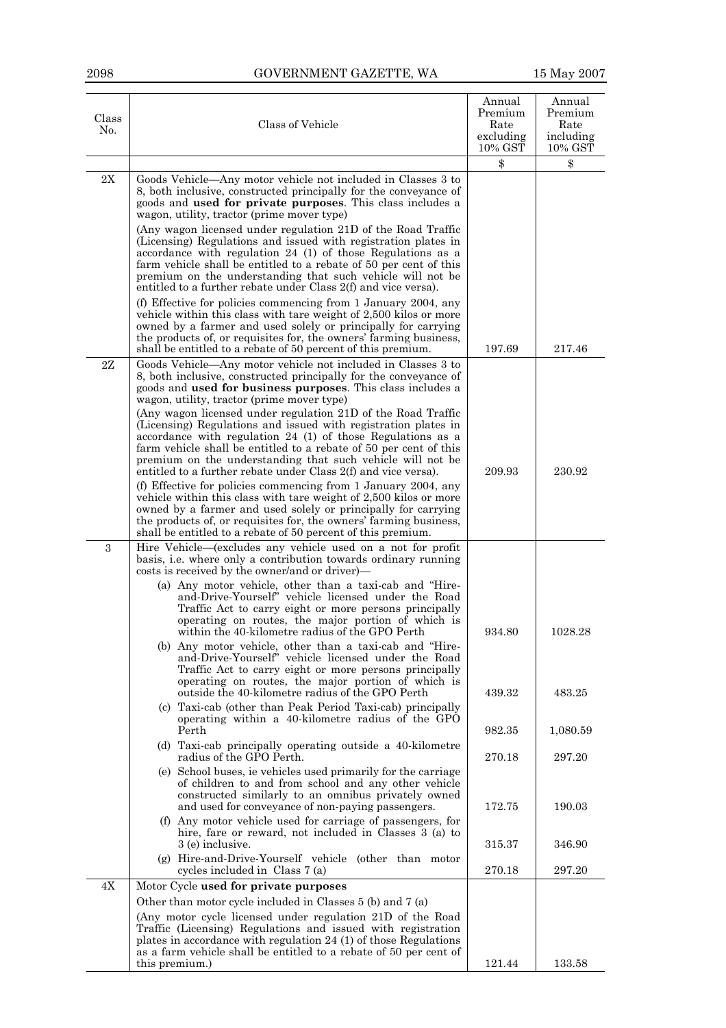| Class No. | Class of Vehicle | Annual Premium Rate excluding 10% GST | Annual Premium Rate including 10% GST |
|---|---|---|---|
| | | $ | $ |
| 2X | Goods Vehicle—Any motor vehicle not included in Classes 3 to 8, both inclusive, constructed principally for the conveyance of goods and **used for private purposes**. This class includes a wagon, utility, tractor (prime mover type)<br>(Any wagon licensed under regulation 21D of the Road Traffic (Licensing) Regulations and issued with registration plates in accordance with regulation 24 (1) of those Regulations as a farm vehicle shall be entitled to a rebate of 50 per cent of this premium on the understanding that such vehicle will not be entitled to a further rebate under Class 2(f) and vice versa).<br>(f) Effective for policies commencing from 1 January 2004, any vehicle within this class with tare weight of 2,500 kilos or more owned by a farmer and used solely or principally for carrying the products of, or requisites for, the owners' farming business, shall be entitled to a rebate of 50 percent of this premium. | 197.69 | 217.46 |
| 2Z | Goods Vehicle—Any motor vehicle not included in Classes 3 to 8, both inclusive, constructed principally for the conveyance of goods and **used for business purposes**. This class includes a wagon, utility, tractor (prime mover type)<br>(Any wagon licensed under regulation 21D of the Road Traffic (Licensing) Regulations and issued with registration plates in accordance with regulation 24 (1) of those Regulations as a farm vehicle shall be entitled to a rebate of 50 per cent of this premium on the understanding that such vehicle will not be entitled to a further rebate under Class 2(f) and vice versa).<br>(f) Effective for policies commencing from 1 January 2004, any vehicle within this class with tare weight of 2,500 kilos or more owned by a farmer and used solely or principally for carrying the products of, or requisites for, the owners' farming business, shall be entitled to a rebate of 50 percent of this premium. | 209.93 | 230.92 |
| 3 | Hire Vehicle—(excludes any vehicle used on a not for profit basis, i.e. where only a contribution towards ordinary running costs is received by the owner/and or driver)— | | |
| | (a) Any motor vehicle, other than a taxi-cab and "Hire-and-Drive-Yourself" vehicle licensed under the Road Traffic Act to carry eight or more persons principally operating on routes, the major portion of which is within the 40-kilometre radius of the GPO Perth | 934.80 | 1028.28 |
| | (b) Any motor vehicle, other than a taxi-cab and "Hire-and-Drive-Yourself" vehicle licensed under the Road Traffic Act to carry eight or more persons principally operating on routes, the major portion of which is outside the 40-kilometre radius of the GPO Perth | 439.32 | 483.25 |
| | (c) Taxi-cab (other than Peak Period Taxi-cab) principally operating within a 40-kilometre radius of the GPO Perth | 982.35 | 1,080.59 |
| | (d) Taxi-cab principally operating outside a 40-kilometre radius of the GPO Perth. | 270.18 | 297.20 |
| | (e) School buses, ie vehicles used primarily for the carriage of children to and from school and any other vehicle constructed similarly to an omnibus privately owned and used for conveyance of non-paying passengers. | 172.75 | 190.03 |
| | (f) Any motor vehicle used for carriage of passengers, for hire, fare or reward, not included in Classes 3 (a) to 3 (e) inclusive. | 315.37 | 346.90 |
| | (g) Hire-and-Drive-Yourself vehicle (other than motor cycles included in Class 7 (a) | 270.18 | 297.20 |
| 4X | Motor Cycle **used for private purposes**<br>Other than motor cycle included in Classes 5 (b) and 7 (a)<br>(Any motor cycle licensed under regulation 21D of the Road Traffic (Licensing) Regulations and issued with registration plates in accordance with regulation 24 (1) of those Regulations as a farm vehicle shall be entitled to a rebate of 50 per cent of this premium.) | 121.44 | 133.58 |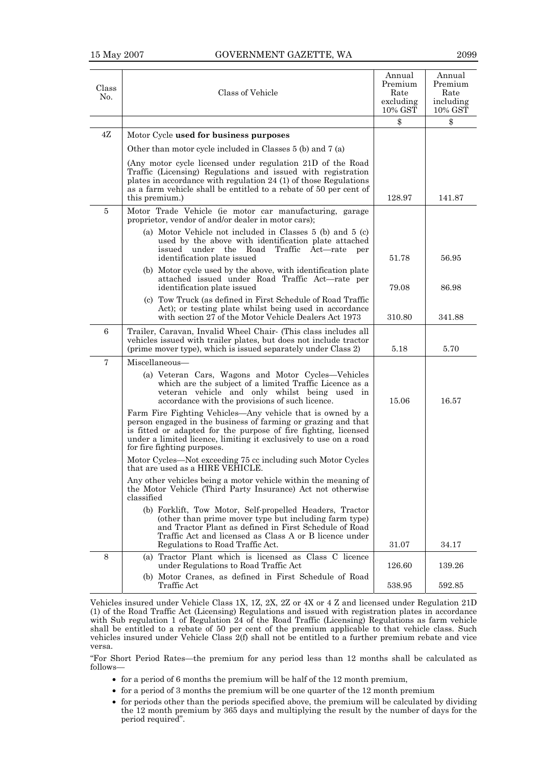| Class No. | Class of Vehicle | Annual Premium Rate excluding 10% GST | Annual Premium Rate including 10% GST |
|---|---|---|---|
| | | $ | $ |
| 4Z | Motor Cycle **used for business purposes** | | |
| | Other than motor cycle included in Classes 5 (b) and 7 (a) | | |
| | (Any motor cycle licensed under regulation 21D of the Road Traffic (Licensing) Regulations and issued with registration plates in accordance with regulation 24 (1) of those Regulations as a farm vehicle shall be entitled to a rebate of 50 per cent of this premium.) | 128.97 | 141.87 |
| 5 | Motor Trade Vehicle (ie motor car manufacturing, garage proprietor, vendor of and/or dealer in motor cars); | | |
| | (a) Motor Vehicle not included in Classes 5 (b) and 5 (c) used by the above with identification plate attached issued under the Road Traffic Act—rate per identification plate issued | 51.78 | 56.95 |
| | (b) Motor cycle used by the above, with identification plate attached issued under Road Traffic Act—rate per identification plate issued | 79.08 | 86.98 |
| | (c) Tow Truck (as defined in First Schedule of Road Traffic Act); or testing plate whilst being used in accordance with section 27 of the Motor Vehicle Dealers Act 1973 | 310.80 | 341.88 |
| 6 | Trailer, Caravan, Invalid Wheel Chair- (This class includes all vehicles issued with trailer plates, but does not include tractor (prime mover type), which is issued separately under Class 2) | 5.18 | 5.70 |
| 7 | Miscellaneous— | | |
| | (a) Veteran Cars, Wagons and Motor Cycles—Vehicles which are the subject of a limited Traffic Licence as a veteran vehicle and only whilst being used in accordance with the provisions of such licence. | 15.06 | 16.57 |
| | Farm Fire Fighting Vehicles—Any vehicle that is owned by a person engaged in the business of farming or grazing and that is fitted or adapted for the purpose of fire fighting, licensed under a limited licence, limiting it exclusively to use on a road for fire fighting purposes. | | |
| | Motor Cycles—Not exceeding 75 cc including such Motor Cycles that are used as a HIRE VEHICLE. | | |
| | Any other vehicles being a motor vehicle within the meaning of the Motor Vehicle (Third Party Insurance) Act not otherwise classified | | |
| | (b) Forklift, Tow Motor, Self-propelled Headers, Tractor (other than prime mover type but including farm type) and Tractor Plant as defined in First Schedule of Road Traffic Act and licensed as Class A or B licence under Regulations to Road Traffic Act. | 31.07 | 34.17 |
| 8 | (a) Tractor Plant which is licensed as Class C licence under Regulations to Road Traffic Act | 126.60 | 139.26 |
| | (b) Motor Cranes, as defined in First Schedule of Road Traffic Act | 538.95 | 592.85 |

Vehicles insured under Vehicle Class 1X, 1Z, 2X, 2Z or 4X or 4 Z and licensed under Regulation 21D (1) of the Road Traffic Act (Licensing) Regulations and issued with registration plates in accordance with Sub regulation 1 of Regulation 24 of the Road Traffic (Licensing) Regulations as farm vehicle shall be entitled to a rebate of 50 per cent of the premium applicable to that vehicle class. Such vehicles insured under Vehicle Class 2(f) shall not be entitled to a further premium rebate and vice versa.

"For Short Period Rates—the premium for any period less than 12 months shall be calculated as follows—

- for a period of 6 months the premium will be half of the 12 month premium,
- for a period of 3 months the premium will be one quarter of the 12 month premium
- for periods other than the periods specified above, the premium will be calculated by dividing the 12 month premium by 365 days and multiplying the result by the number of days for the period required".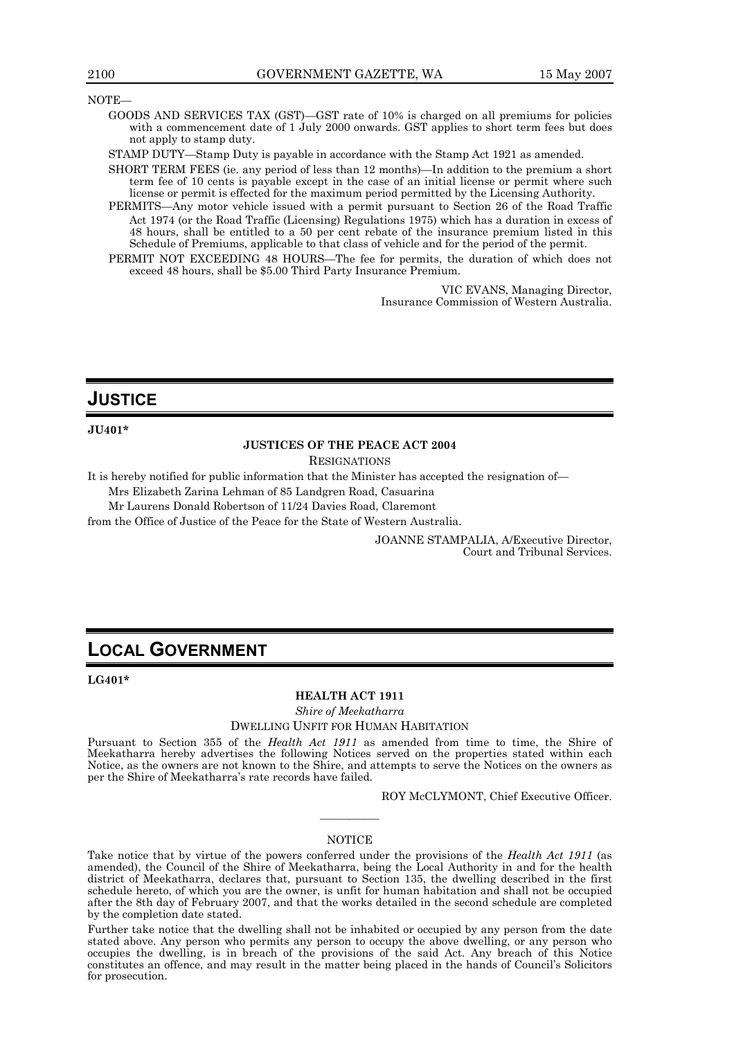NOTE—

GOODS AND SERVICES TAX (GST)—GST rate of 10% is charged on all premiums for policies with a commencement date of 1 July 2000 onwards. GST applies to short term fees but does not apply to stamp duty.

STAMP DUTY—Stamp Duty is payable in accordance with the Stamp Act 1921 as amended.

SHORT TERM FEES (ie. any period of less than 12 months)—In addition to the premium a short term fee of 10 cents is payable except in the case of an initial license or permit where such license or permit is effected for the maximum period permitted by the Licensing Authority.

PERMITS—Any motor vehicle issued with a permit pursuant to Section 26 of the Road Traffic Act 1974 (or the Road Traffic (Licensing) Regulations 1975) which has a duration in excess of 48 hours, shall be entitled to a 50 per cent rebate of the insurance premium listed in this Schedule of Premiums, applicable to that class of vehicle and for the period of the permit.

PERMIT NOT EXCEEDING 48 HOURS—The fee for permits, the duration of which does not exceed 48 hours, shall be $5.00 Third Party Insurance Premium.

VIC EVANS, Managing Director,
Insurance Commission of Western Australia.

# JUSTICE

**JU401***

**JUSTICES OF THE PEACE ACT 2004**

RESIGNATIONS

It is hereby notified for public information that the Minister has accepted the resignation of—

Mrs Elizabeth Zarina Lehman of 85 Landgren Road, Casuarina

Mr Laurens Donald Robertson of 11/24 Davies Road, Claremont

from the Office of Justice of the Peace for the State of Western Australia.

JOANNE STAMPALIA, A/Executive Director,
Court and Tribunal Services.

# LOCAL GOVERNMENT

**LG401***

**HEALTH ACT 1911**

*Shire of Meekatharra*

DWELLING UNFIT FOR HUMAN HABITATION

Pursuant to Section 355 of the *Health Act 1911* as amended from time to time, the Shire of Meekatharra hereby advertises the following Notices served on the properties stated within each Notice, as the owners are not known to the Shire, and attempts to serve the Notices on the owners as per the Shire of Meekatharra's rate records have failed.

ROY McCLYMONT, Chief Executive Officer.

———————

NOTICE

Take notice that by virtue of the powers conferred under the provisions of the *Health Act 1911* (as amended), the Council of the Shire of Meekatharra, being the Local Authority in and for the health district of Meekatharra, declares that, pursuant to Section 135, the dwelling described in the first schedule hereto, of which you are the owner, is unfit for human habitation and shall not be occupied after the 8th day of February 2007, and that the works detailed in the second schedule are completed by the completion date stated.

Further take notice that the dwelling shall not be inhabited or occupied by any person from the date stated above. Any person who permits any person to occupy the above dwelling, or any person who occupies the dwelling, is in breach of the provisions of the said Act. Any breach of this Notice constitutes an offence, and may result in the matter being placed in the hands of Council's Solicitors for prosecution.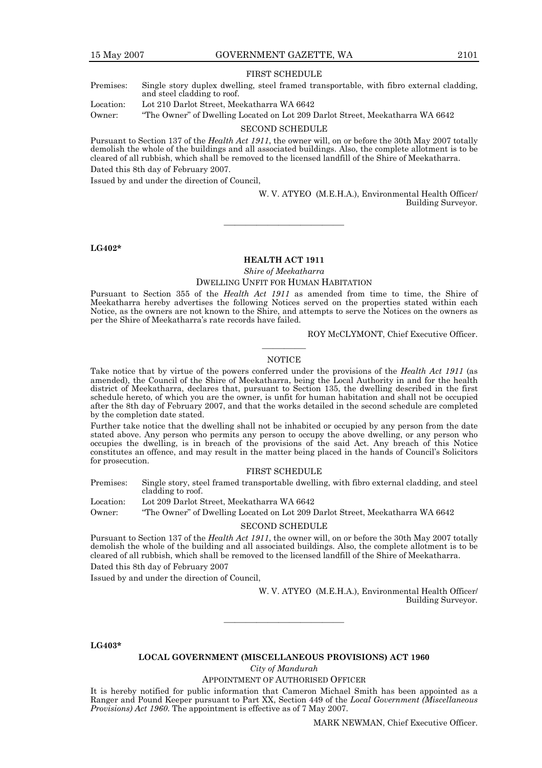FIRST SCHEDULE

| | |
|---|---|
| Premises: | Single story duplex dwelling, steel framed transportable, with fibro external cladding, and steel cladding to roof. |
| Location: | Lot 210 Darlot Street, Meekatharra WA 6642 |
| Owner: | "The Owner" of Dwelling Located on Lot 209 Darlot Street, Meekatharra WA 6642 |

SECOND SCHEDULE

Pursuant to Section 137 of the *Health Act 1911*, the owner will, on or before the 30th May 2007 totally demolish the whole of the buildings and all associated buildings. Also, the complete allotment is to be cleared of all rubbish, which shall be removed to the licensed landfill of the Shire of Meekatharra.

Dated this 8th day of February 2007.

Issued by and under the direction of Council,

W. V. ATYEO (M.E.H.A.), Environmental Health Officer/ Building Surveyor.

---

**LG402***

## HEALTH ACT 1911

*Shire of Meekatharra*

DWELLING UNFIT FOR HUMAN HABITATION

Pursuant to Section 355 of the *Health Act 1911* as amended from time to time, the Shire of Meekatharra hereby advertises the following Notices served on the properties stated within each Notice, as the owners are not known to the Shire, and attempts to serve the Notices on the owners as per the Shire of Meekatharra's rate records have failed.

ROY McCLYMONT, Chief Executive Officer.

---

NOTICE

Take notice that by virtue of the powers conferred under the provisions of the *Health Act 1911* (as amended), the Council of the Shire of Meekatharra, being the Local Authority in and for the health district of Meekatharra, declares that, pursuant to Section 135, the dwelling described in the first schedule hereto, of which you are the owner, is unfit for human habitation and shall not be occupied after the 8th day of February 2007, and that the works detailed in the second schedule are completed by the completion date stated.

Further take notice that the dwelling shall not be inhabited or occupied by any person from the date stated above. Any person who permits any person to occupy the above dwelling, or any person who occupies the dwelling, is in breach of the provisions of the said Act. Any breach of this Notice constitutes an offence, and may result in the matter being placed in the hands of Council's Solicitors for prosecution.

FIRST SCHEDULE

| | |
|---|---|
| Premises: | Single story, steel framed transportable dwelling, with fibro external cladding, and steel cladding to roof. |
| Location: | Lot 209 Darlot Street, Meekatharra WA 6642 |
| Owner: | "The Owner" of Dwelling Located on Lot 209 Darlot Street, Meekatharra WA 6642 |

SECOND SCHEDULE

Pursuant to Section 137 of the *Health Act 1911*, the owner will, on or before the 30th May 2007 totally demolish the whole of the building and all associated buildings. Also, the complete allotment is to be cleared of all rubbish, which shall be removed to the licensed landfill of the Shire of Meekatharra.

Dated this 8th day of February 2007

Issued by and under the direction of Council,

W. V. ATYEO (M.E.H.A.), Environmental Health Officer/ Building Surveyor.

---

**LG403***

## LOCAL GOVERNMENT (MISCELLANEOUS PROVISIONS) ACT 1960

*City of Mandurah*

APPOINTMENT OF AUTHORISED OFFICER

It is hereby notified for public information that Cameron Michael Smith has been appointed as a Ranger and Pound Keeper pursuant to Part XX, Section 449 of the *Local Government (Miscellaneous Provisions) Act 1960*. The appointment is effective as of 7 May 2007.

MARK NEWMAN, Chief Executive Officer.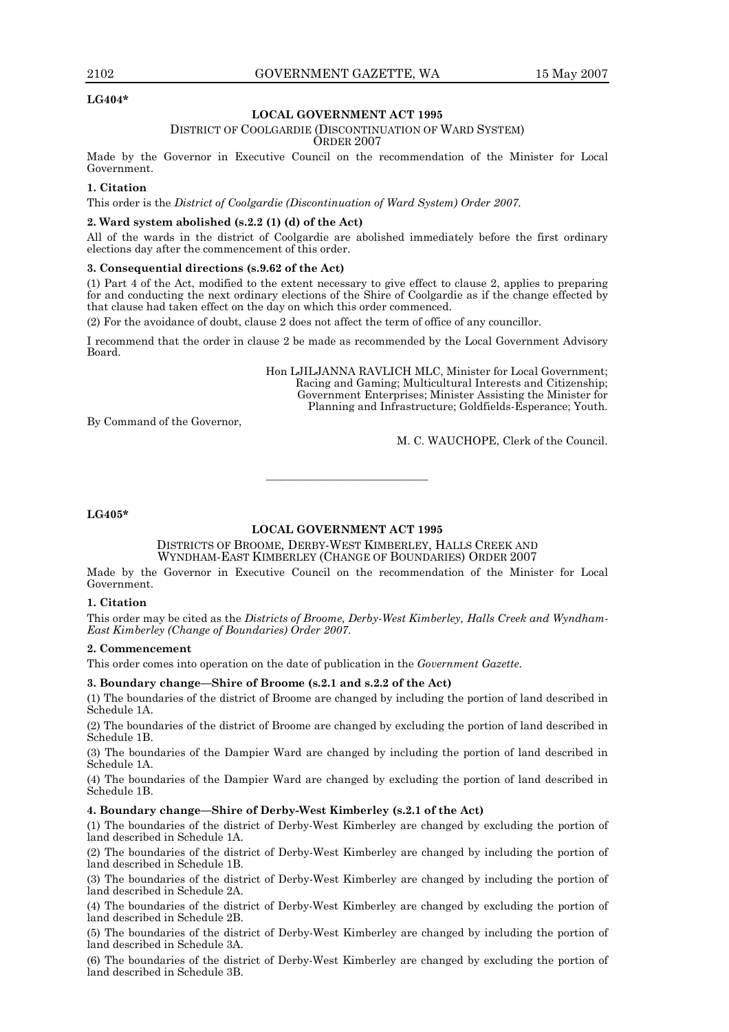**LG404***

## LOCAL GOVERNMENT ACT 1995

### DISTRICT OF COOLGARDIE (DISCONTINUATION OF WARD SYSTEM) ORDER 2007

Made by the Governor in Executive Council on the recommendation of the Minister for Local Government.

**1. Citation**

This order is the *District of Coolgardie (Discontinuation of Ward System) Order 2007*.

**2. Ward system abolished (s.2.2 (1) (d) of the Act)**

All of the wards in the district of Coolgardie are abolished immediately before the first ordinary elections day after the commencement of this order.

**3. Consequential directions (s.9.62 of the Act)**

(1) Part 4 of the Act, modified to the extent necessary to give effect to clause 2, applies to preparing for and conducting the next ordinary elections of the Shire of Coolgardie as if the change effected by that clause had taken effect on the day on which this order commenced.

(2) For the avoidance of doubt, clause 2 does not affect the term of office of any councillor.

I recommend that the order in clause 2 be made as recommended by the Local Government Advisory Board.

Hon LJILJANNA RAVLICH MLC, Minister for Local Government; Racing and Gaming; Multicultural Interests and Citizenship; Government Enterprises; Minister Assisting the Minister for Planning and Infrastructure; Goldfields-Esperance; Youth.

By Command of the Governor,

M. C. WAUCHOPE, Clerk of the Council.

---

**LG405***

## LOCAL GOVERNMENT ACT 1995

### DISTRICTS OF BROOME, DERBY-WEST KIMBERLEY, HALLS CREEK AND WYNDHAM-EAST KIMBERLEY (CHANGE OF BOUNDARIES) ORDER 2007

Made by the Governor in Executive Council on the recommendation of the Minister for Local Government.

**1. Citation**

This order may be cited as the *Districts of Broome, Derby-West Kimberley, Halls Creek and Wyndham-East Kimberley (Change of Boundaries) Order 2007*.

**2. Commencement**

This order comes into operation on the date of publication in the *Government Gazette*.

**3. Boundary change—Shire of Broome (s.2.1 and s.2.2 of the Act)**

(1) The boundaries of the district of Broome are changed by including the portion of land described in Schedule 1A.

(2) The boundaries of the district of Broome are changed by excluding the portion of land described in Schedule 1B.

(3) The boundaries of the Dampier Ward are changed by including the portion of land described in Schedule 1A.

(4) The boundaries of the Dampier Ward are changed by excluding the portion of land described in Schedule 1B.

**4. Boundary change—Shire of Derby-West Kimberley (s.2.1 of the Act)**

(1) The boundaries of the district of Derby-West Kimberley are changed by excluding the portion of land described in Schedule 1A.

(2) The boundaries of the district of Derby-West Kimberley are changed by including the portion of land described in Schedule 1B.

(3) The boundaries of the district of Derby-West Kimberley are changed by including the portion of land described in Schedule 2A.

(4) The boundaries of the district of Derby-West Kimberley are changed by excluding the portion of land described in Schedule 2B.

(5) The boundaries of the district of Derby-West Kimberley are changed by including the portion of land described in Schedule 3A.

(6) The boundaries of the district of Derby-West Kimberley are changed by excluding the portion of land described in Schedule 3B.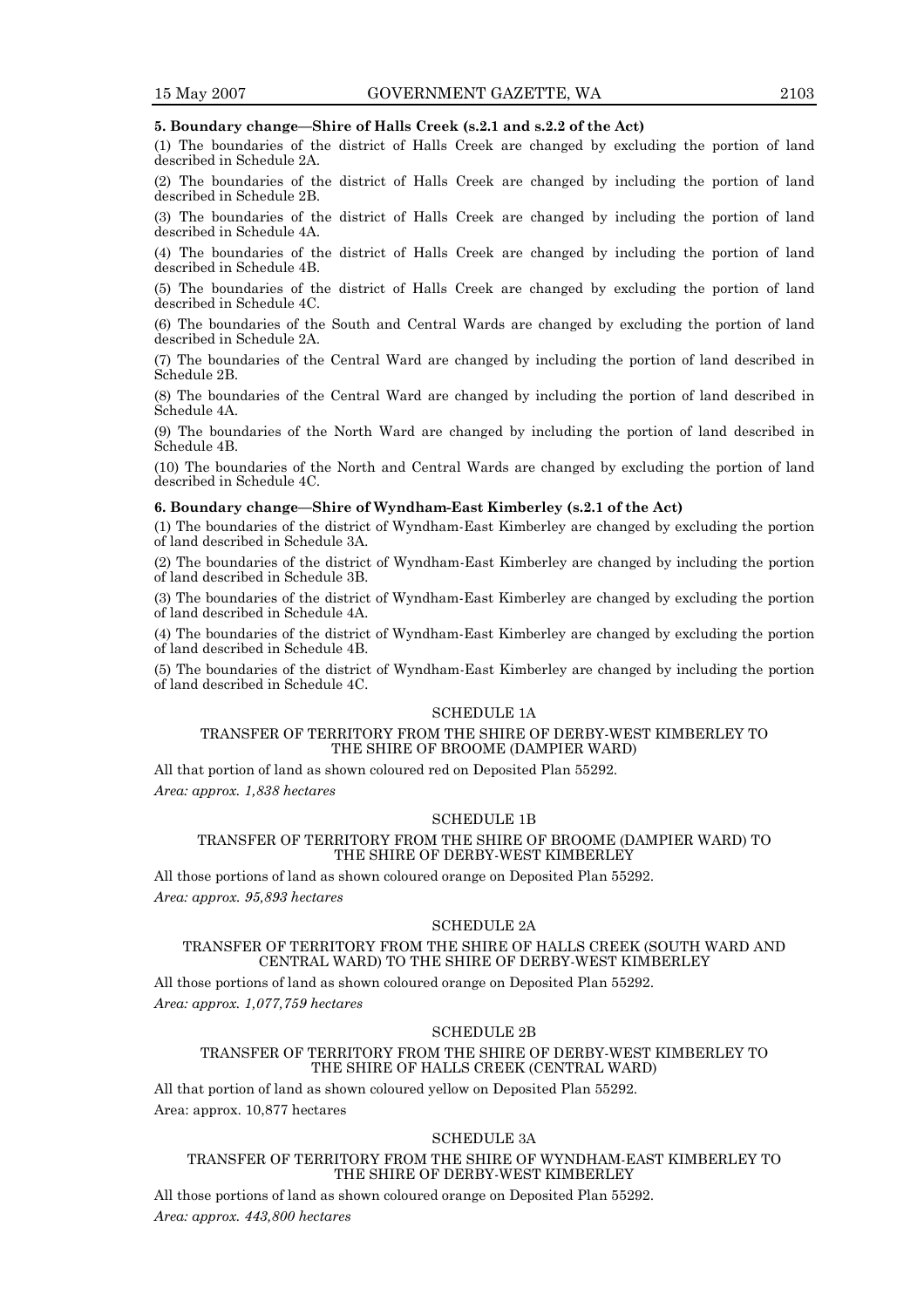**5. Boundary change—Shire of Halls Creek (s.2.1 and s.2.2 of the Act)**

(1) The boundaries of the district of Halls Creek are changed by excluding the portion of land described in Schedule 2A.

(2) The boundaries of the district of Halls Creek are changed by including the portion of land described in Schedule 2B.

(3) The boundaries of the district of Halls Creek are changed by including the portion of land described in Schedule 4A.

(4) The boundaries of the district of Halls Creek are changed by including the portion of land described in Schedule 4B.

(5) The boundaries of the district of Halls Creek are changed by excluding the portion of land described in Schedule 4C.

(6) The boundaries of the South and Central Wards are changed by excluding the portion of land described in Schedule 2A.

(7) The boundaries of the Central Ward are changed by including the portion of land described in Schedule 2B.

(8) The boundaries of the Central Ward are changed by including the portion of land described in Schedule 4A.

(9) The boundaries of the North Ward are changed by including the portion of land described in Schedule 4B.

(10) The boundaries of the North and Central Wards are changed by excluding the portion of land described in Schedule 4C.

**6. Boundary change—Shire of Wyndham-East Kimberley (s.2.1 of the Act)**

(1) The boundaries of the district of Wyndham-East Kimberley are changed by excluding the portion of land described in Schedule 3A.

(2) The boundaries of the district of Wyndham-East Kimberley are changed by including the portion of land described in Schedule 3B.

(3) The boundaries of the district of Wyndham-East Kimberley are changed by excluding the portion of land described in Schedule 4A.

(4) The boundaries of the district of Wyndham-East Kimberley are changed by excluding the portion of land described in Schedule 4B.

(5) The boundaries of the district of Wyndham-East Kimberley are changed by including the portion of land described in Schedule 4C.

SCHEDULE 1A

TRANSFER OF TERRITORY FROM THE SHIRE OF DERBY-WEST KIMBERLEY TO THE SHIRE OF BROOME (DAMPIER WARD)

All that portion of land as shown coloured red on Deposited Plan 55292.

*Area: approx. 1,838 hectares*

SCHEDULE 1B

TRANSFER OF TERRITORY FROM THE SHIRE OF BROOME (DAMPIER WARD) TO THE SHIRE OF DERBY-WEST KIMBERLEY

All those portions of land as shown coloured orange on Deposited Plan 55292.

*Area: approx. 95,893 hectares*

SCHEDULE 2A

TRANSFER OF TERRITORY FROM THE SHIRE OF HALLS CREEK (SOUTH WARD AND CENTRAL WARD) TO THE SHIRE OF DERBY-WEST KIMBERLEY

All those portions of land as shown coloured orange on Deposited Plan 55292.

*Area: approx. 1,077,759 hectares*

SCHEDULE 2B

TRANSFER OF TERRITORY FROM THE SHIRE OF DERBY-WEST KIMBERLEY TO THE SHIRE OF HALLS CREEK (CENTRAL WARD)

All that portion of land as shown coloured yellow on Deposited Plan 55292.

Area: approx. 10,877 hectares

SCHEDULE 3A

TRANSFER OF TERRITORY FROM THE SHIRE OF WYNDHAM-EAST KIMBERLEY TO THE SHIRE OF DERBY-WEST KIMBERLEY

All those portions of land as shown coloured orange on Deposited Plan 55292.

*Area: approx. 443,800 hectares*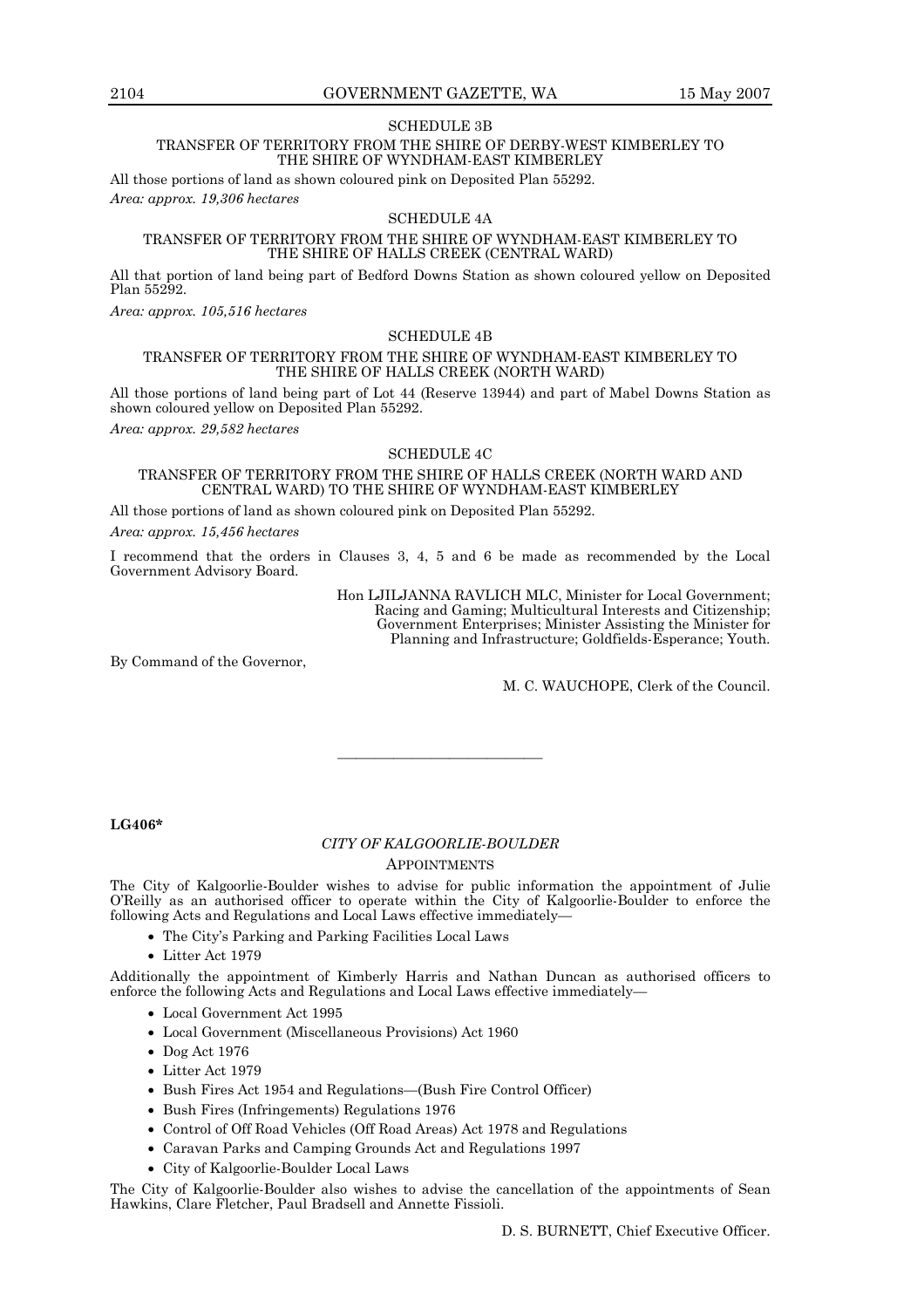SCHEDULE 3B

TRANSFER OF TERRITORY FROM THE SHIRE OF DERBY-WEST KIMBERLEY TO THE SHIRE OF WYNDHAM-EAST KIMBERLEY

All those portions of land as shown coloured pink on Deposited Plan 55292.

*Area: approx. 19,306 hectares*

SCHEDULE 4A

TRANSFER OF TERRITORY FROM THE SHIRE OF WYNDHAM-EAST KIMBERLEY TO THE SHIRE OF HALLS CREEK (CENTRAL WARD)

All that portion of land being part of Bedford Downs Station as shown coloured yellow on Deposited Plan 55292.

*Area: approx. 105,516 hectares*

SCHEDULE 4B

TRANSFER OF TERRITORY FROM THE SHIRE OF WYNDHAM-EAST KIMBERLEY TO THE SHIRE OF HALLS CREEK (NORTH WARD)

All those portions of land being part of Lot 44 (Reserve 13944) and part of Mabel Downs Station as shown coloured yellow on Deposited Plan 55292.

*Area: approx. 29,582 hectares*

SCHEDULE 4C

TRANSFER OF TERRITORY FROM THE SHIRE OF HALLS CREEK (NORTH WARD AND CENTRAL WARD) TO THE SHIRE OF WYNDHAM-EAST KIMBERLEY

All those portions of land as shown coloured pink on Deposited Plan 55292.

*Area: approx. 15,456 hectares*

I recommend that the orders in Clauses 3, 4, 5 and 6 be made as recommended by the Local Government Advisory Board.

Hon LJILJANNA RAVLICH MLC, Minister for Local Government; Racing and Gaming; Multicultural Interests and Citizenship; Government Enterprises; Minister Assisting the Minister for Planning and Infrastructure; Goldfields-Esperance; Youth.

By Command of the Governor,

M. C. WAUCHOPE, Clerk of the Council.

---

**LG406***

*CITY OF KALGOORLIE-BOULDER*

APPOINTMENTS

The City of Kalgoorlie-Boulder wishes to advise for public information the appointment of Julie O'Reilly as an authorised officer to operate within the City of Kalgoorlie-Boulder to enforce the following Acts and Regulations and Local Laws effective immediately—

- The City's Parking and Parking Facilities Local Laws
- Litter Act 1979

Additionally the appointment of Kimberly Harris and Nathan Duncan as authorised officers to enforce the following Acts and Regulations and Local Laws effective immediately—

- Local Government Act 1995
- Local Government (Miscellaneous Provisions) Act 1960
- Dog Act 1976
- Litter Act 1979
- Bush Fires Act 1954 and Regulations—(Bush Fire Control Officer)
- Bush Fires (Infringements) Regulations 1976
- Control of Off Road Vehicles (Off Road Areas) Act 1978 and Regulations
- Caravan Parks and Camping Grounds Act and Regulations 1997
- City of Kalgoorlie-Boulder Local Laws

The City of Kalgoorlie-Boulder also wishes to advise the cancellation of the appointments of Sean Hawkins, Clare Fletcher, Paul Bradsell and Annette Fissioli.

D. S. BURNETT, Chief Executive Officer.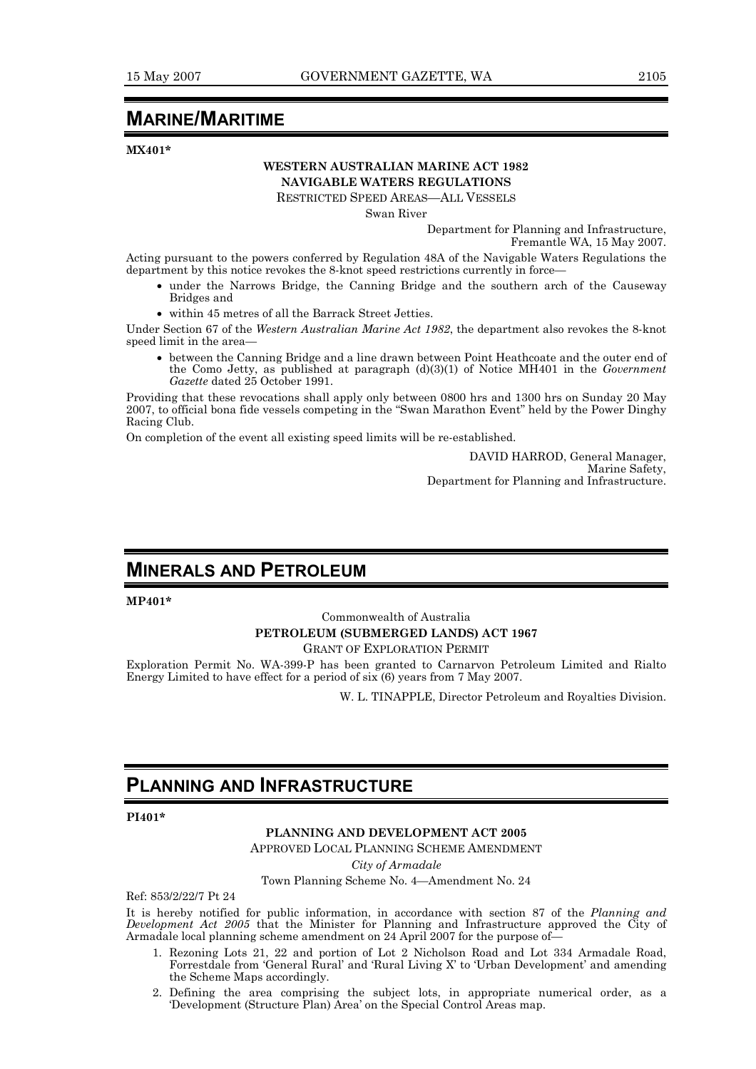# MARINE/MARITIME

**MX401***

**WESTERN AUSTRALIAN MARINE ACT 1982**
**NAVIGABLE WATERS REGULATIONS**
RESTRICTED SPEED AREAS—ALL VESSELS

Swan River

Department for Planning and Infrastructure,
Fremantle WA, 15 May 2007.

Acting pursuant to the powers conferred by Regulation 48A of the Navigable Waters Regulations the department by this notice revokes the 8-knot speed restrictions currently in force—

- under the Narrows Bridge, the Canning Bridge and the southern arch of the Causeway Bridges and
- within 45 metres of all the Barrack Street Jetties.

Under Section 67 of the *Western Australian Marine Act 1982*, the department also revokes the 8-knot speed limit in the area—

- between the Canning Bridge and a line drawn between Point Heathcoate and the outer end of the Como Jetty, as published at paragraph (d)(3)(1) of Notice MH401 in the *Government Gazette* dated 25 October 1991.

Providing that these revocations shall apply only between 0800 hrs and 1300 hrs on Sunday 20 May 2007, to official bona fide vessels competing in the "Swan Marathon Event" held by the Power Dinghy Racing Club.

On completion of the event all existing speed limits will be re-established.

DAVID HARROD, General Manager,
Marine Safety,
Department for Planning and Infrastructure.

# MINERALS AND PETROLEUM

**MP401***

Commonwealth of Australia

**PETROLEUM (SUBMERGED LANDS) ACT 1967**

GRANT OF EXPLORATION PERMIT

Exploration Permit No. WA-399-P has been granted to Carnarvon Petroleum Limited and Rialto Energy Limited to have effect for a period of six (6) years from 7 May 2007.

W. L. TINAPPLE, Director Petroleum and Royalties Division.

# PLANNING AND INFRASTRUCTURE

**PI401***

**PLANNING AND DEVELOPMENT ACT 2005**

APPROVED LOCAL PLANNING SCHEME AMENDMENT

*City of Armadale*

Town Planning Scheme No. 4—Amendment No. 24

Ref: 853/2/22/7 Pt 24

It is hereby notified for public information, in accordance with section 87 of the *Planning and Development Act 2005* that the Minister for Planning and Infrastructure approved the City of Armadale local planning scheme amendment on 24 April 2007 for the purpose of—

1. Rezoning Lots 21, 22 and portion of Lot 2 Nicholson Road and Lot 334 Armadale Road, Forrestdale from 'General Rural' and 'Rural Living X' to 'Urban Development' and amending the Scheme Maps accordingly.
2. Defining the area comprising the subject lots, in appropriate numerical order, as a 'Development (Structure Plan) Area' on the Special Control Areas map.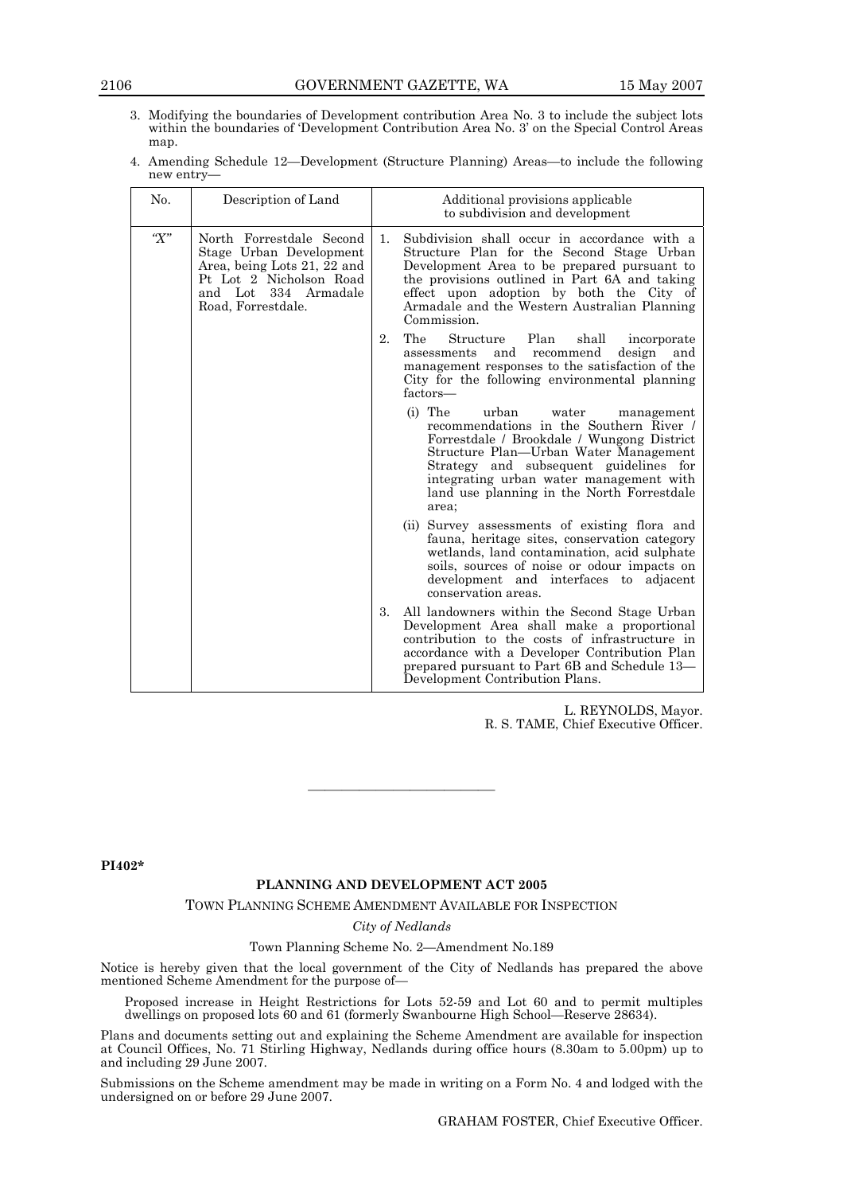3. Modifying the boundaries of Development contribution Area No. 3 to include the subject lots within the boundaries of 'Development Contribution Area No. 3' on the Special Control Areas map.

4. Amending Schedule 12—Development (Structure Planning) Areas—to include the following new entry—

| No. | Description of Land | Additional provisions applicable to subdivision and development |
|---|---|---|
| "X" | North Forrestdale Second Stage Urban Development Area, being Lots 21, 22 and Pt Lot 2 Nicholson Road and Lot 334 Armadale Road, Forrestdale. | 1. Subdivision shall occur in accordance with a Structure Plan for the Second Stage Urban Development Area to be prepared pursuant to the provisions outlined in Part 6A and taking effect upon adoption by both the City of Armadale and the Western Australian Planning Commission.<br>2. The Structure Plan shall incorporate assessments and recommend design and management responses to the satisfaction of the City for the following environmental planning factors—<br>(i) The urban water management recommendations in the Southern River / Forrestdale / Brookdale / Wungong District Structure Plan—Urban Water Management Strategy and subsequent guidelines for integrating urban water management with land use planning in the North Forrestdale area;<br>(ii) Survey assessments of existing flora and fauna, heritage sites, conservation category wetlands, land contamination, acid sulphate soils, sources of noise or odour impacts on development and interfaces to adjacent conservation areas.<br>3. All landowners within the Second Stage Urban Development Area shall make a proportional contribution to the costs of infrastructure in accordance with a Developer Contribution Plan prepared pursuant to Part 6B and Schedule 13—Development Contribution Plans. |

L. REYNOLDS, Mayor.
R. S. TAME, Chief Executive Officer.

---

**PI402***

**PLANNING AND DEVELOPMENT ACT 2005**

TOWN PLANNING SCHEME AMENDMENT AVAILABLE FOR INSPECTION

*City of Nedlands*

Town Planning Scheme No. 2—Amendment No.189

Notice is hereby given that the local government of the City of Nedlands has prepared the above mentioned Scheme Amendment for the purpose of—

Proposed increase in Height Restrictions for Lots 52-59 and Lot 60 and to permit multiples dwellings on proposed lots 60 and 61 (formerly Swanbourne High School—Reserve 28634).

Plans and documents setting out and explaining the Scheme Amendment are available for inspection at Council Offices, No. 71 Stirling Highway, Nedlands during office hours (8.30am to 5.00pm) up to and including 29 June 2007.

Submissions on the Scheme amendment may be made in writing on a Form No. 4 and lodged with the undersigned on or before 29 June 2007.

GRAHAM FOSTER, Chief Executive Officer.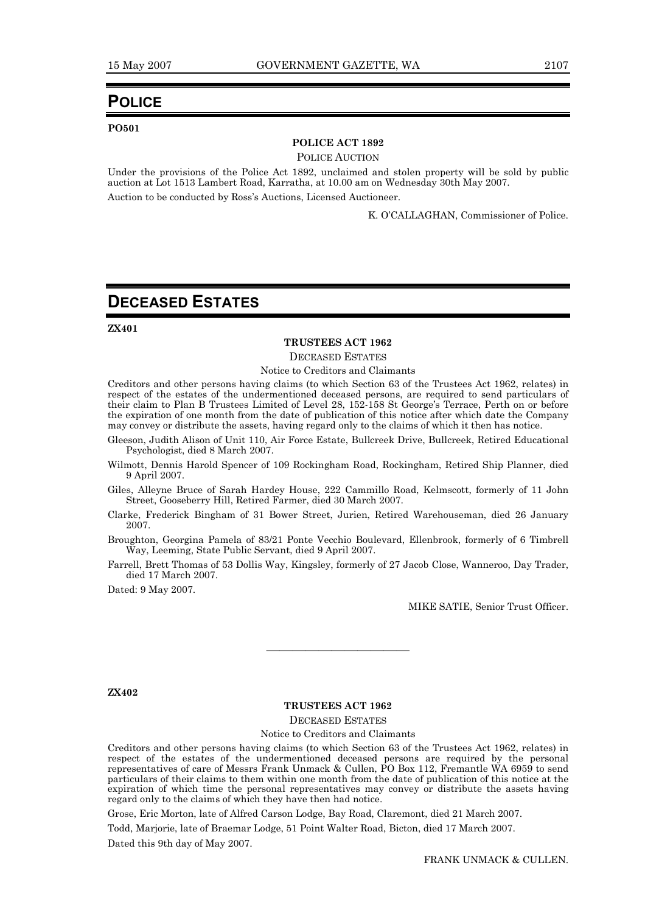# POLICE

**PO501**

**POLICE ACT 1892**

POLICE AUCTION

Under the provisions of the Police Act 1892, unclaimed and stolen property will be sold by public auction at Lot 1513 Lambert Road, Karratha, at 10.00 am on Wednesday 30th May 2007.

Auction to be conducted by Ross's Auctions, Licensed Auctioneer.

K. O'CALLAGHAN, Commissioner of Police.

# DECEASED ESTATES

**ZX401**

**TRUSTEES ACT 1962**

DECEASED ESTATES

Notice to Creditors and Claimants

Creditors and other persons having claims (to which Section 63 of the Trustees Act 1962, relates) in respect of the estates of the undermentioned deceased persons, are required to send particulars of their claim to Plan B Trustees Limited of Level 28, 152-158 St George's Terrace, Perth on or before the expiration of one month from the date of publication of this notice after which date the Company may convey or distribute the assets, having regard only to the claims of which it then has notice.

Gleeson, Judith Alison of Unit 110, Air Force Estate, Bullcreek Drive, Bullcreek, Retired Educational Psychologist, died 8 March 2007.

Wilmott, Dennis Harold Spencer of 109 Rockingham Road, Rockingham, Retired Ship Planner, died 9 April 2007.

Giles, Alleyne Bruce of Sarah Hardey House, 222 Cammillo Road, Kelmscott, formerly of 11 John Street, Gooseberry Hill, Retired Farmer, died 30 March 2007.

Clarke, Frederick Bingham of 31 Bower Street, Jurien, Retired Warehouseman, died 26 January 2007.

Broughton, Georgina Pamela of 83/21 Ponte Vecchio Boulevard, Ellenbrook, formerly of 6 Timbrell Way, Leeming, State Public Servant, died 9 April 2007.

Farrell, Brett Thomas of 53 Dollis Way, Kingsley, formerly of 27 Jacob Close, Wanneroo, Day Trader, died 17 March 2007.

Dated: 9 May 2007.

MIKE SATIE, Senior Trust Officer.

---

**ZX402**

**TRUSTEES ACT 1962**

DECEASED ESTATES

Notice to Creditors and Claimants

Creditors and other persons having claims (to which Section 63 of the Trustees Act 1962, relates) in respect of the estates of the undermentioned deceased persons are required by the personal representatives of care of Messrs Frank Unmack & Cullen, PO Box 112, Fremantle WA 6959 to send particulars of their claims to them within one month from the date of publication of this notice at the expiration of which time the personal representatives may convey or distribute the assets having regard only to the claims of which they have then had notice.

Grose, Eric Morton, late of Alfred Carson Lodge, Bay Road, Claremont, died 21 March 2007.

Todd, Marjorie, late of Braemar Lodge, 51 Point Walter Road, Bicton, died 17 March 2007.

Dated this 9th day of May 2007.

FRANK UNMACK & CULLEN.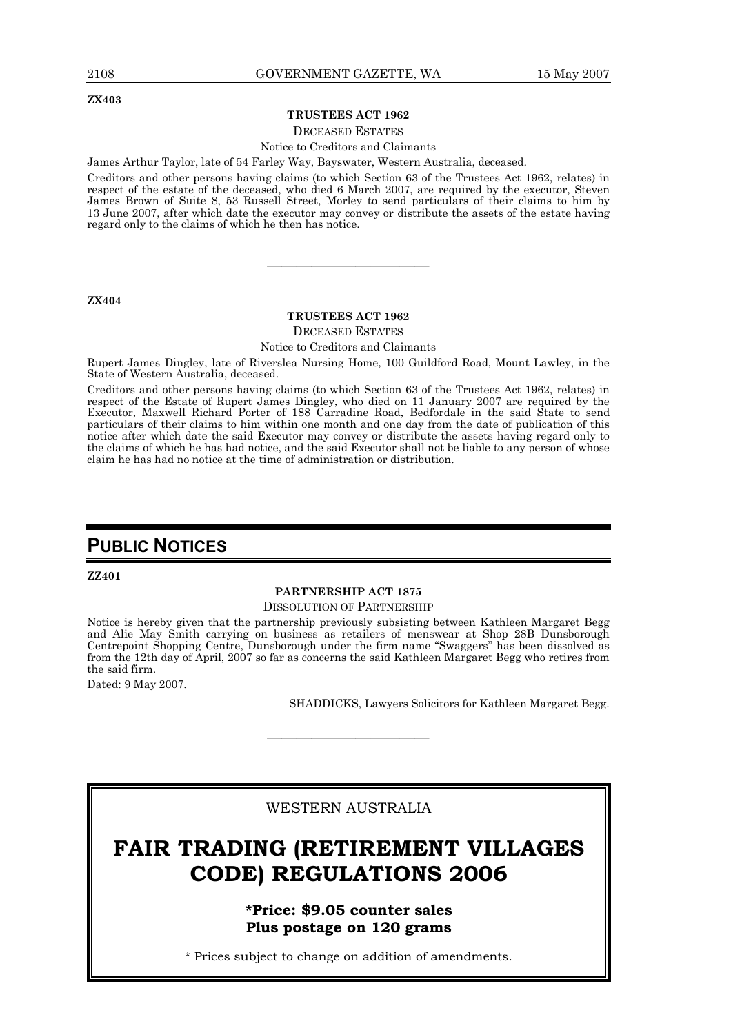**ZX403**

**TRUSTEES ACT 1962**

DECEASED ESTATES

Notice to Creditors and Claimants

James Arthur Taylor, late of 54 Farley Way, Bayswater, Western Australia, deceased.

Creditors and other persons having claims (to which Section 63 of the Trustees Act 1962, relates) in respect of the estate of the deceased, who died 6 March 2007, are required by the executor, Steven James Brown of Suite 8, 53 Russell Street, Morley to send particulars of their claims to him by 13 June 2007, after which date the executor may convey or distribute the assets of the estate having regard only to the claims of which he then has notice.

---

**ZX404**

**TRUSTEES ACT 1962**

DECEASED ESTATES

Notice to Creditors and Claimants

Rupert James Dingley, late of Riverslea Nursing Home, 100 Guildford Road, Mount Lawley, in the State of Western Australia, deceased.

Creditors and other persons having claims (to which Section 63 of the Trustees Act 1962, relates) in respect of the Estate of Rupert James Dingley, who died on 11 January 2007 are required by the Executor, Maxwell Richard Porter of 188 Carradine Road, Bedfordale in the said State to send particulars of their claims to him within one month and one day from the date of publication of this notice after which date the said Executor may convey or distribute the assets having regard only to the claims of which he has had notice, and the said Executor shall not be liable to any person of whose claim he has had no notice at the time of administration or distribution.

# PUBLIC NOTICES

**ZZ401**

**PARTNERSHIP ACT 1875**

DISSOLUTION OF PARTNERSHIP

Notice is hereby given that the partnership previously subsisting between Kathleen Margaret Begg and Alie May Smith carrying on business as retailers of menswear at Shop 28B Dunsborough Centrepoint Shopping Centre, Dunsborough under the firm name "Swaggers" has been dissolved as from the 12th day of April, 2007 so far as concerns the said Kathleen Margaret Begg who retires from the said firm.

Dated: 9 May 2007.

SHADDICKS, Lawyers Solicitors for Kathleen Margaret Begg.

---

WESTERN AUSTRALIA

## FAIR TRADING (RETIREMENT VILLAGES CODE) REGULATIONS 2006

**\*Price: $9.05 counter sales**
**Plus postage on 120 grams**

\* Prices subject to change on addition of amendments.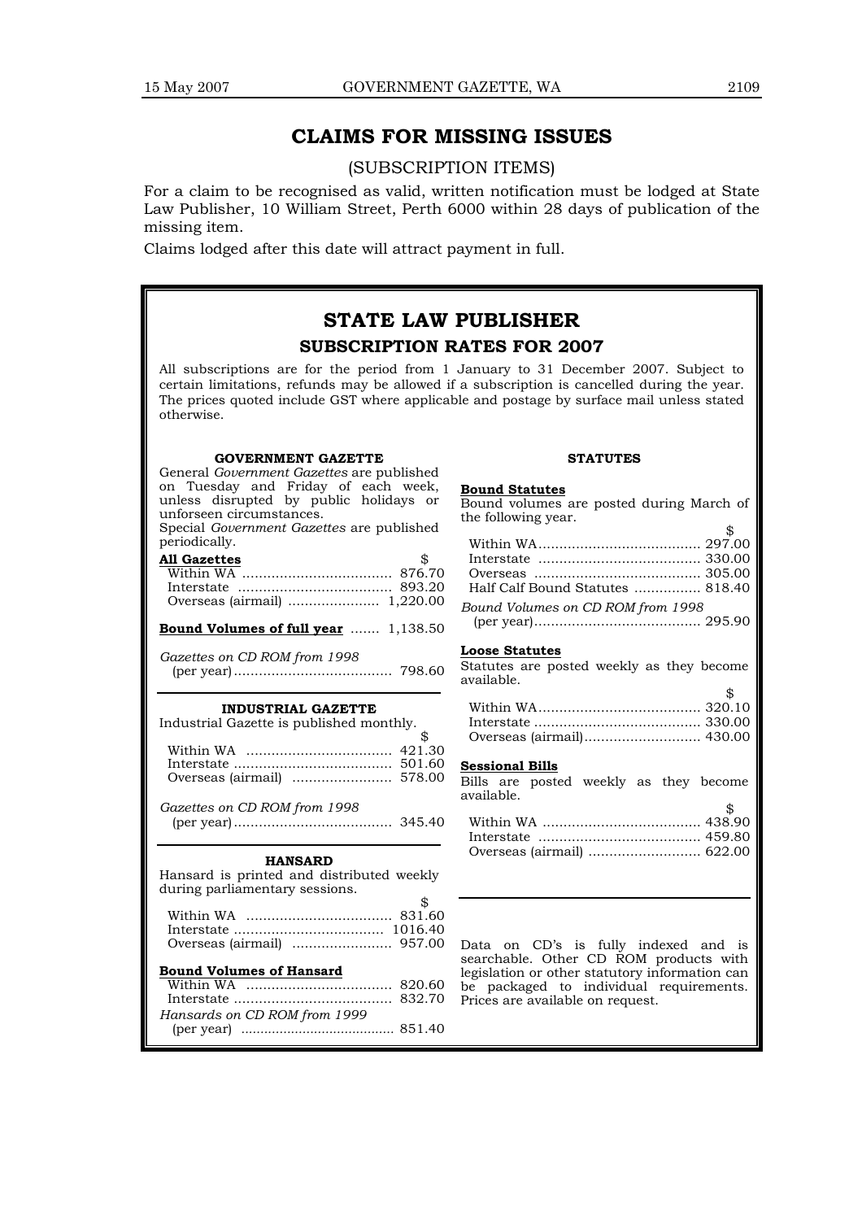# CLAIMS FOR MISSING ISSUES

(SUBSCRIPTION ITEMS)

For a claim to be recognised as valid, written notification must be lodged at State Law Publisher, 10 William Street, Perth 6000 within 28 days of publication of the missing item.

Claims lodged after this date will attract payment in full.

## STATE LAW PUBLISHER

### SUBSCRIPTION RATES FOR 2007

All subscriptions are for the period from 1 January to 31 December 2007. Subject to certain limitations, refunds may be allowed if a subscription is cancelled during the year. The prices quoted include GST where applicable and postage by surface mail unless stated otherwise.

#### GOVERNMENT GAZETTE

General *Government Gazettes* are published on Tuesday and Friday of each week, unless disrupted by public holidays or unforseen circumstances.

Special *Government Gazettes* are published periodically.

| **All Gazettes** | $ |
|---|---|
| Within WA | 876.70 |
| Interstate | 893.20 |
| Overseas (airmail) | 1,220.00 |

**Bound Volumes of full year** ....... 1,138.50

*Gazettes on CD ROM from 1998* (per year) ....... 798.60

#### INDUSTRIAL GAZETTE

Industrial Gazette is published monthly.

| | $ |
|---|---|
| Within WA | 421.30 |
| Interstate | 501.60 |
| Overseas (airmail) | 578.00 |

*Gazettes on CD ROM from 1998* (per year) ....... 345.40

#### HANSARD

Hansard is printed and distributed weekly during parliamentary sessions.

| | $ |
|---|---|
| Within WA | 831.60 |
| Interstate | 1016.40 |
| Overseas (airmail) | 957.00 |

**Bound Volumes of Hansard**

| | |
|---|---|
| Within WA | 820.60 |
| Interstate | 832.70 |

*Hansards on CD ROM from 1999* (per year) ....... 851.40

#### STATUTES

**Bound Statutes**

Bound volumes are posted during March of the following year.

| | $ |
|---|---|
| Within WA | 297.00 |
| Interstate | 330.00 |
| Overseas | 305.00 |
| Half Calf Bound Statutes | 818.40 |

*Bound Volumes on CD ROM from 1998* (per year) ....... 295.90

**Loose Statutes**

Statutes are posted weekly as they become available.

| | $ |
|---|---|
| Within WA | 320.10 |
| Interstate | 330.00 |
| Overseas (airmail) | 430.00 |

**Sessional Bills**

Bills are posted weekly as they become available.

| | $ |
|---|---|
| Within WA | 438.90 |
| Interstate | 459.80 |
| Overseas (airmail) | 622.00 |

Data on CD's is fully indexed and is searchable. Other CD ROM products with legislation or other statutory information can be packaged to individual requirements. Prices are available on request.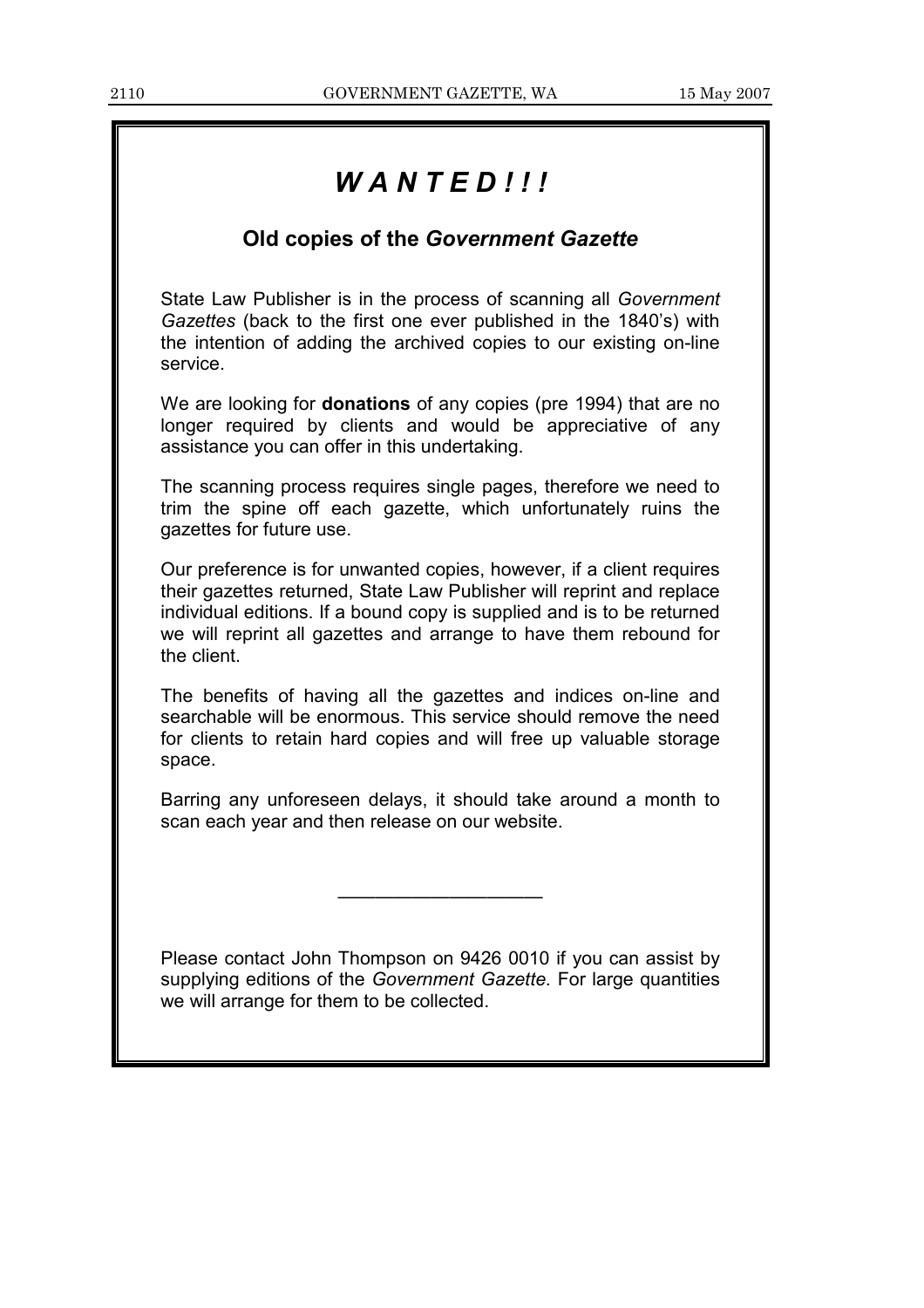# *W A N T E D ! ! !*

## Old copies of the *Government Gazette*

State Law Publisher is in the process of scanning all *Government Gazettes* (back to the first one ever published in the 1840's) with the intention of adding the archived copies to our existing on-line service.

We are looking for **donations** of any copies (pre 1994) that are no longer required by clients and would be appreciative of any assistance you can offer in this undertaking.

The scanning process requires single pages, therefore we need to trim the spine off each gazette, which unfortunately ruins the gazettes for future use.

Our preference is for unwanted copies, however, if a client requires their gazettes returned, State Law Publisher will reprint and replace individual editions. If a bound copy is supplied and is to be returned we will reprint all gazettes and arrange to have them rebound for the client.

The benefits of having all the gazettes and indices on-line and searchable will be enormous. This service should remove the need for clients to retain hard copies and will free up valuable storage space.

Barring any unforeseen delays, it should take around a month to scan each year and then release on our website.

---

Please contact John Thompson on 9426 0010 if you can assist by supplying editions of the *Government Gazette.* For large quantities we will arrange for them to be collected.